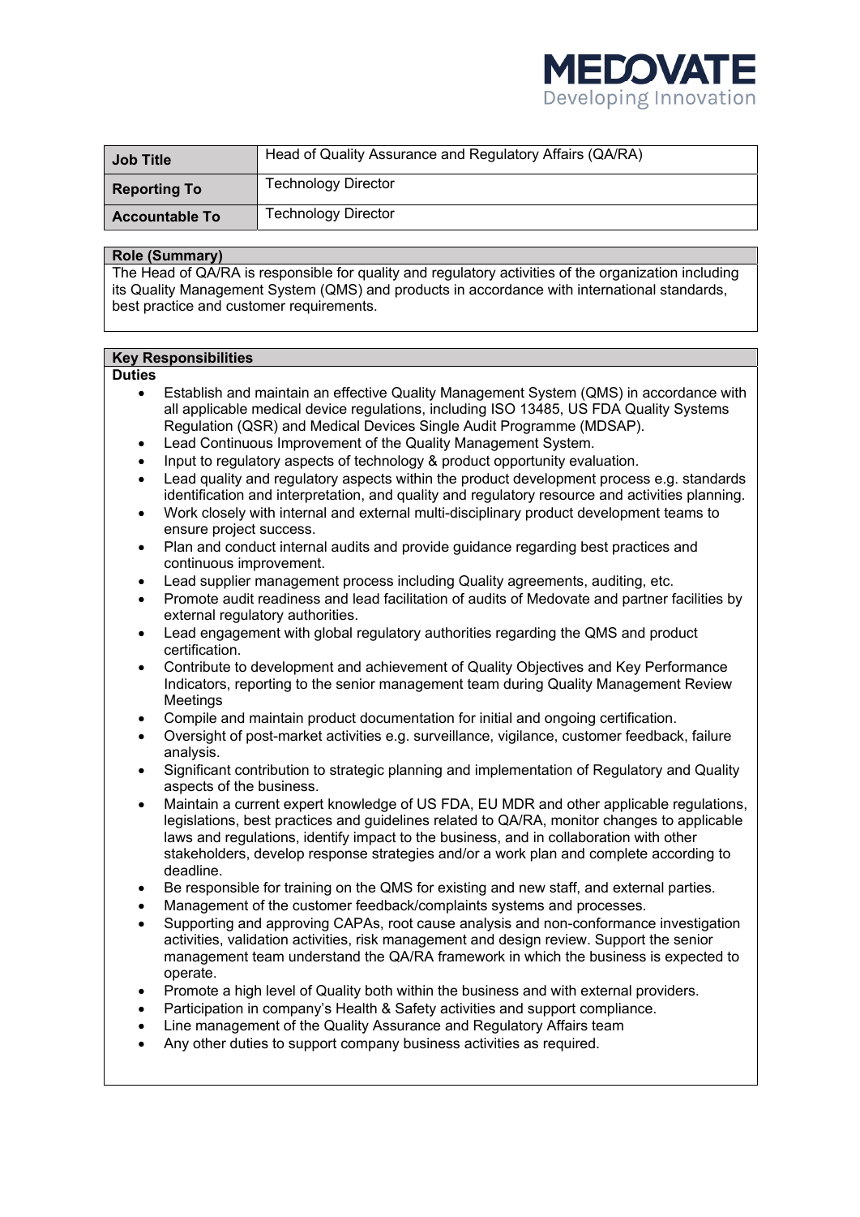MEDOVATE
Developing Innovation

| Job Title | Head of Quality Assurance and Regulatory Affairs (QA/RA) |
|---|---|
| Reporting To | Technology Director |
| Accountable To | Technology Director |

## Role (Summary)

The Head of QA/RA is responsible for quality and regulatory activities of the organization including its Quality Management System (QMS) and products in accordance with international standards, best practice and customer requirements.

## Key Responsibilities

**Duties**

- Establish and maintain an effective Quality Management System (QMS) in accordance with all applicable medical device regulations, including ISO 13485, US FDA Quality Systems Regulation (QSR) and Medical Devices Single Audit Programme (MDSAP).
- Lead Continuous Improvement of the Quality Management System.
- Input to regulatory aspects of technology & product opportunity evaluation.
- Lead quality and regulatory aspects within the product development process e.g. standards identification and interpretation, and quality and regulatory resource and activities planning.
- Work closely with internal and external multi-disciplinary product development teams to ensure project success.
- Plan and conduct internal audits and provide guidance regarding best practices and continuous improvement.
- Lead supplier management process including Quality agreements, auditing, etc.
- Promote audit readiness and lead facilitation of audits of Medovate and partner facilities by external regulatory authorities.
- Lead engagement with global regulatory authorities regarding the QMS and product certification.
- Contribute to development and achievement of Quality Objectives and Key Performance Indicators, reporting to the senior management team during Quality Management Review Meetings
- Compile and maintain product documentation for initial and ongoing certification.
- Oversight of post-market activities e.g. surveillance, vigilance, customer feedback, failure analysis.
- Significant contribution to strategic planning and implementation of Regulatory and Quality aspects of the business.
- Maintain a current expert knowledge of US FDA, EU MDR and other applicable regulations, legislations, best practices and guidelines related to QA/RA, monitor changes to applicable laws and regulations, identify impact to the business, and in collaboration with other stakeholders, develop response strategies and/or a work plan and complete according to deadline.
- Be responsible for training on the QMS for existing and new staff, and external parties.
- Management of the customer feedback/complaints systems and processes.
- Supporting and approving CAPAs, root cause analysis and non-conformance investigation activities, validation activities, risk management and design review. Support the senior management team understand the QA/RA framework in which the business is expected to operate.
- Promote a high level of Quality both within the business and with external providers.
- Participation in company's Health & Safety activities and support compliance.
- Line management of the Quality Assurance and Regulatory Affairs team
- Any other duties to support company business activities as required.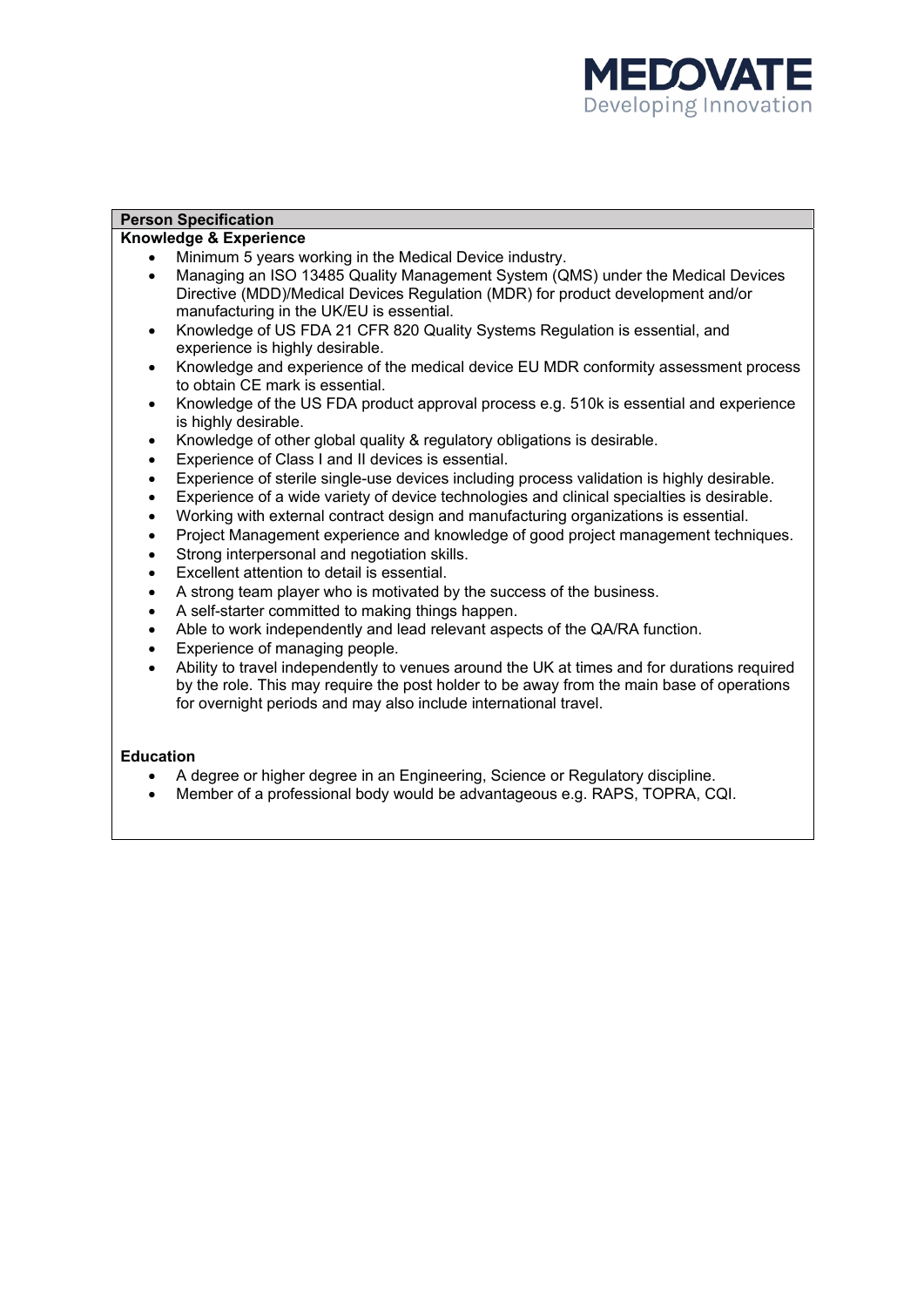## Person Specification

### Knowledge & Experience

- Minimum 5 years working in the Medical Device industry.
- Managing an ISO 13485 Quality Management System (QMS) under the Medical Devices Directive (MDD)/Medical Devices Regulation (MDR) for product development and/or manufacturing in the UK/EU is essential.
- Knowledge of US FDA 21 CFR 820 Quality Systems Regulation is essential, and experience is highly desirable.
- Knowledge and experience of the medical device EU MDR conformity assessment process to obtain CE mark is essential.
- Knowledge of the US FDA product approval process e.g. 510k is essential and experience is highly desirable.
- Knowledge of other global quality & regulatory obligations is desirable.
- Experience of Class I and II devices is essential.
- Experience of sterile single-use devices including process validation is highly desirable.
- Experience of a wide variety of device technologies and clinical specialties is desirable.
- Working with external contract design and manufacturing organizations is essential.
- Project Management experience and knowledge of good project management techniques.
- Strong interpersonal and negotiation skills.
- Excellent attention to detail is essential.
- A strong team player who is motivated by the success of the business.
- A self-starter committed to making things happen.
- Able to work independently and lead relevant aspects of the QA/RA function.
- Experience of managing people.
- Ability to travel independently to venues around the UK at times and for durations required by the role. This may require the post holder to be away from the main base of operations for overnight periods and may also include international travel.

### Education

- A degree or higher degree in an Engineering, Science or Regulatory discipline.
- Member of a professional body would be advantageous e.g. RAPS, TOPRA, CQI.